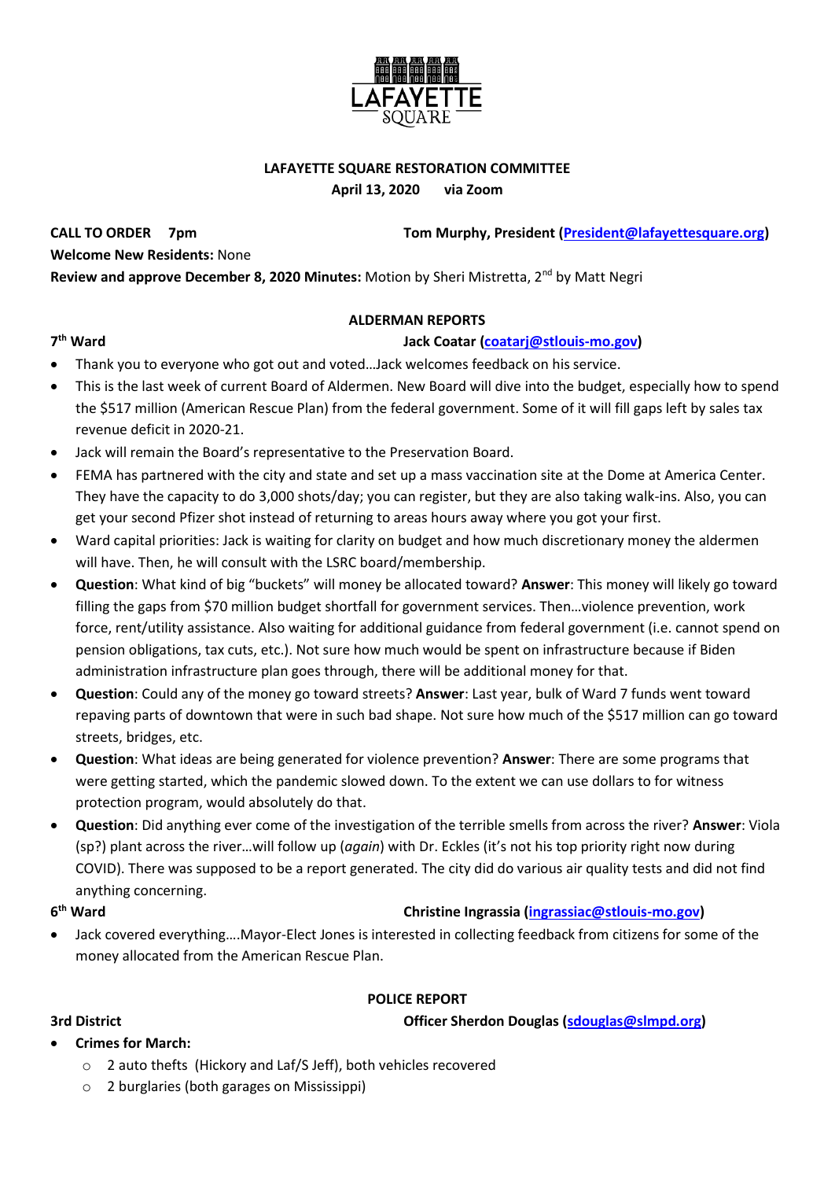**LAFAYETTE SQUARE RESTORATION COMMITTEE**
**April 13, 2020 via Zoom**

**CALL TO ORDER 7pm** **Tom Murphy, President (President@lafayettesquare.org)**

**Welcome New Residents:** None

**Review and approve December 8, 2020 Minutes:** Motion by Sheri Mistretta, 2nd by Matt Negri

## ALDERMAN REPORTS

**7th Ward** **Jack Coatar (coatarj@stlouis-mo.gov)**

- Thank you to everyone who got out and voted…Jack welcomes feedback on his service.
- This is the last week of current Board of Aldermen. New Board will dive into the budget, especially how to spend the $517 million (American Rescue Plan) from the federal government. Some of it will fill gaps left by sales tax revenue deficit in 2020-21.
- Jack will remain the Board's representative to the Preservation Board.
- FEMA has partnered with the city and state and set up a mass vaccination site at the Dome at America Center. They have the capacity to do 3,000 shots/day; you can register, but they are also taking walk-ins. Also, you can get your second Pfizer shot instead of returning to areas hours away where you got your first.
- Ward capital priorities: Jack is waiting for clarity on budget and how much discretionary money the aldermen will have. Then, he will consult with the LSRC board/membership.
- **Question**: What kind of big "buckets" will money be allocated toward? **Answer**: This money will likely go toward filling the gaps from $70 million budget shortfall for government services. Then…violence prevention, work force, rent/utility assistance. Also waiting for additional guidance from federal government (i.e. cannot spend on pension obligations, tax cuts, etc.). Not sure how much would be spent on infrastructure because if Biden administration infrastructure plan goes through, there will be additional money for that.
- **Question**: Could any of the money go toward streets? **Answer**: Last year, bulk of Ward 7 funds went toward repaving parts of downtown that were in such bad shape. Not sure how much of the $517 million can go toward streets, bridges, etc.
- **Question**: What ideas are being generated for violence prevention? **Answer**: There are some programs that were getting started, which the pandemic slowed down. To the extent we can use dollars to for witness protection program, would absolutely do that.
- **Question**: Did anything ever come of the investigation of the terrible smells from across the river? **Answer**: Viola (sp?) plant across the river…will follow up (*again*) with Dr. Eckles (it's not his top priority right now during COVID). There was supposed to be a report generated. The city did do various air quality tests and did not find anything concerning.

**6th Ward** **Christine Ingrassia (ingrassiac@stlouis-mo.gov)**

- Jack covered everything….Mayor-Elect Jones is interested in collecting feedback from citizens for some of the money allocated from the American Rescue Plan.

## POLICE REPORT

**3rd District** **Officer Sherdon Douglas (sdouglas@slmpd.org)**

- **Crimes for March:**
  - 2 auto thefts (Hickory and Laf/S Jeff), both vehicles recovered
  - 2 burglaries (both garages on Mississippi)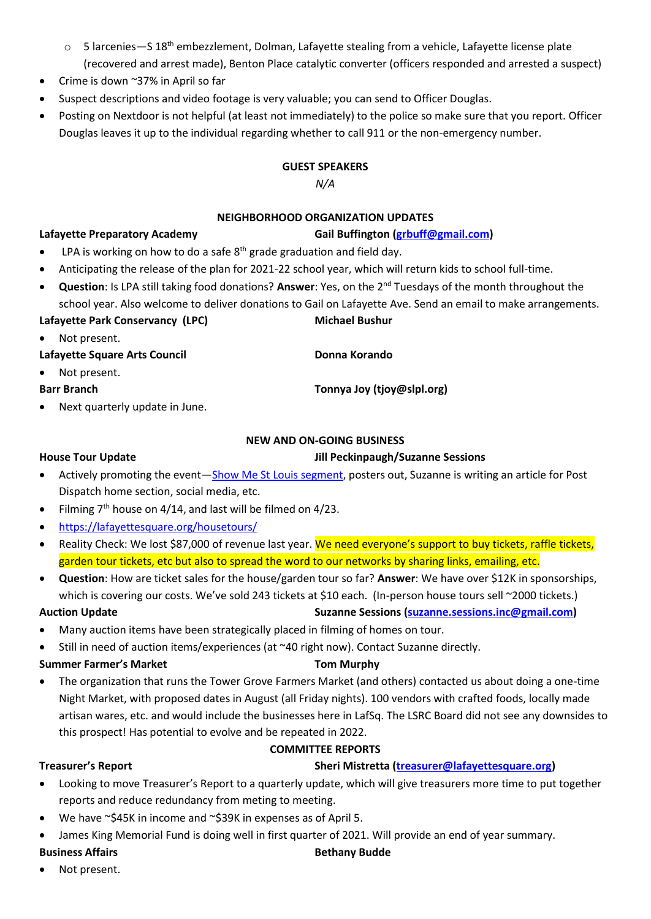- 5 larcenies—S 18th embezzlement, Dolman, Lafayette stealing from a vehicle, Lafayette license plate (recovered and arrest made), Benton Place catalytic converter (officers responded and arrested a suspect)

- Crime is down ~37% in April so far
- Suspect descriptions and video footage is very valuable; you can send to Officer Douglas.
- Posting on Nextdoor is not helpful (at least not immediately) to the police so make sure that you report. Officer Douglas leaves it up to the individual regarding whether to call 911 or the non-emergency number.

**GUEST SPEAKERS**

*N/A*

**NEIGHBORHOOD ORGANIZATION UPDATES**

**Lafayette Preparatory Academy** — **Gail Buffington (grbuff@gmail.com)**

- LPA is working on how to do a safe 8th grade graduation and field day.
- Anticipating the release of the plan for 2021-22 school year, which will return kids to school full-time.
- **Question**: Is LPA still taking food donations? **Answer**: Yes, on the 2nd Tuesdays of the month throughout the school year. Also welcome to deliver donations to Gail on Lafayette Ave. Send an email to make arrangements.

**Lafayette Park Conservancy (LPC)** — **Michael Bushur**

- Not present.

**Lafayette Square Arts Council** — **Donna Korando**

- Not present.

**Barr Branch** — **Tonnya Joy (tjoy@slpl.org)**

- Next quarterly update in June.

**NEW AND ON-GOING BUSINESS**

**House Tour Update** — **Jill Peckinpaugh/Suzanne Sessions**

- Actively promoting the event—Show Me St Louis segment, posters out, Suzanne is writing an article for Post Dispatch home section, social media, etc.
- Filming 7th house on 4/14, and last will be filmed on 4/23.
- https://lafayettesquare.org/housetours/
- Reality Check: We lost $87,000 of revenue last year. We need everyone's support to buy tickets, raffle tickets, garden tour tickets, etc but also to spread the word to our networks by sharing links, emailing, etc.
- **Question**: How are ticket sales for the house/garden tour so far? **Answer**: We have over $12K in sponsorships, which is covering our costs. We've sold 243 tickets at $10 each. (In-person house tours sell ~2000 tickets.)

**Auction Update** — **Suzanne Sessions (suzanne.sessions.inc@gmail.com)**

- Many auction items have been strategically placed in filming of homes on tour.
- Still in need of auction items/experiences (at ~40 right now). Contact Suzanne directly.

**Summer Farmer's Market** — **Tom Murphy**

- The organization that runs the Tower Grove Farmers Market (and others) contacted us about doing a one-time Night Market, with proposed dates in August (all Friday nights). 100 vendors with crafted foods, locally made artisan wares, etc. and would include the businesses here in LafSq. The LSRC Board did not see any downsides to this prospect! Has potential to evolve and be repeated in 2022.

**COMMITTEE REPORTS**

**Treasurer's Report** — **Sheri Mistretta (treasurer@lafayettesquare.org)**

- Looking to move Treasurer's Report to a quarterly update, which will give treasurers more time to put together reports and reduce redundancy from meting to meeting.
- We have ~$45K in income and ~$39K in expenses as of April 5.
- James King Memorial Fund is doing well in first quarter of 2021. Will provide an end of year summary.

**Business Affairs** — **Bethany Budde**

- Not present.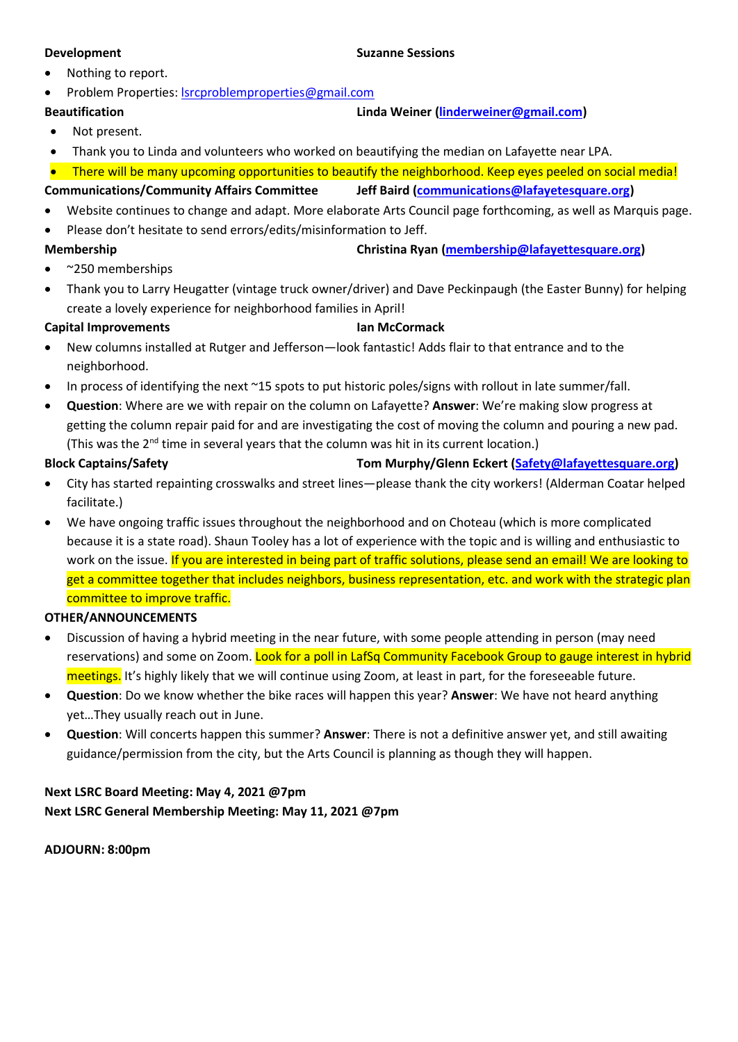**Development** **Suzanne Sessions**

- Nothing to report.
- Problem Properties: lsrcproblemproperties@gmail.com

**Beautification** **Linda Weiner (linderweiner@gmail.com)**

- Not present.
- Thank you to Linda and volunteers who worked on beautifying the median on Lafayette near LPA.
- There will be many upcoming opportunities to beautify the neighborhood. Keep eyes peeled on social media!

**Communications/Community Affairs Committee** **Jeff Baird (communications@lafayetesquare.org)**

- Website continues to change and adapt. More elaborate Arts Council page forthcoming, as well as Marquis page.
- Please don't hesitate to send errors/edits/misinformation to Jeff.

**Membership** **Christina Ryan (membership@lafayettesquare.org)**

- ~250 memberships
- Thank you to Larry Heugatter (vintage truck owner/driver) and Dave Peckinpaugh (the Easter Bunny) for helping create a lovely experience for neighborhood families in April!

**Capital Improvements** **Ian McCormack**

- New columns installed at Rutger and Jefferson—look fantastic! Adds flair to that entrance and to the neighborhood.
- In process of identifying the next ~15 spots to put historic poles/signs with rollout in late summer/fall.
- **Question**: Where are we with repair on the column on Lafayette? **Answer**: We're making slow progress at getting the column repair paid for and are investigating the cost of moving the column and pouring a new pad. (This was the 2nd time in several years that the column was hit in its current location.)

**Block Captains/Safety** **Tom Murphy/Glenn Eckert (Safety@lafayettesquare.org)**

- City has started repainting crosswalks and street lines—please thank the city workers! (Alderman Coatar helped facilitate.)
- We have ongoing traffic issues throughout the neighborhood and on Choteau (which is more complicated because it is a state road). Shaun Tooley has a lot of experience with the topic and is willing and enthusiastic to work on the issue. If you are interested in being part of traffic solutions, please send an email! We are looking to get a committee together that includes neighbors, business representation, etc. and work with the strategic plan committee to improve traffic.

**OTHER/ANNOUNCEMENTS**

- Discussion of having a hybrid meeting in the near future, with some people attending in person (may need reservations) and some on Zoom. Look for a poll in LafSq Community Facebook Group to gauge interest in hybrid meetings. It's highly likely that we will continue using Zoom, at least in part, for the foreseeable future.
- **Question**: Do we know whether the bike races will happen this year? **Answer**: We have not heard anything yet…They usually reach out in June.
- **Question**: Will concerts happen this summer? **Answer**: There is not a definitive answer yet, and still awaiting guidance/permission from the city, but the Arts Council is planning as though they will happen.

**Next LSRC Board Meeting: May 4, 2021 @7pm**
**Next LSRC General Membership Meeting: May 11, 2021 @7pm**

**ADJOURN: 8:00pm**